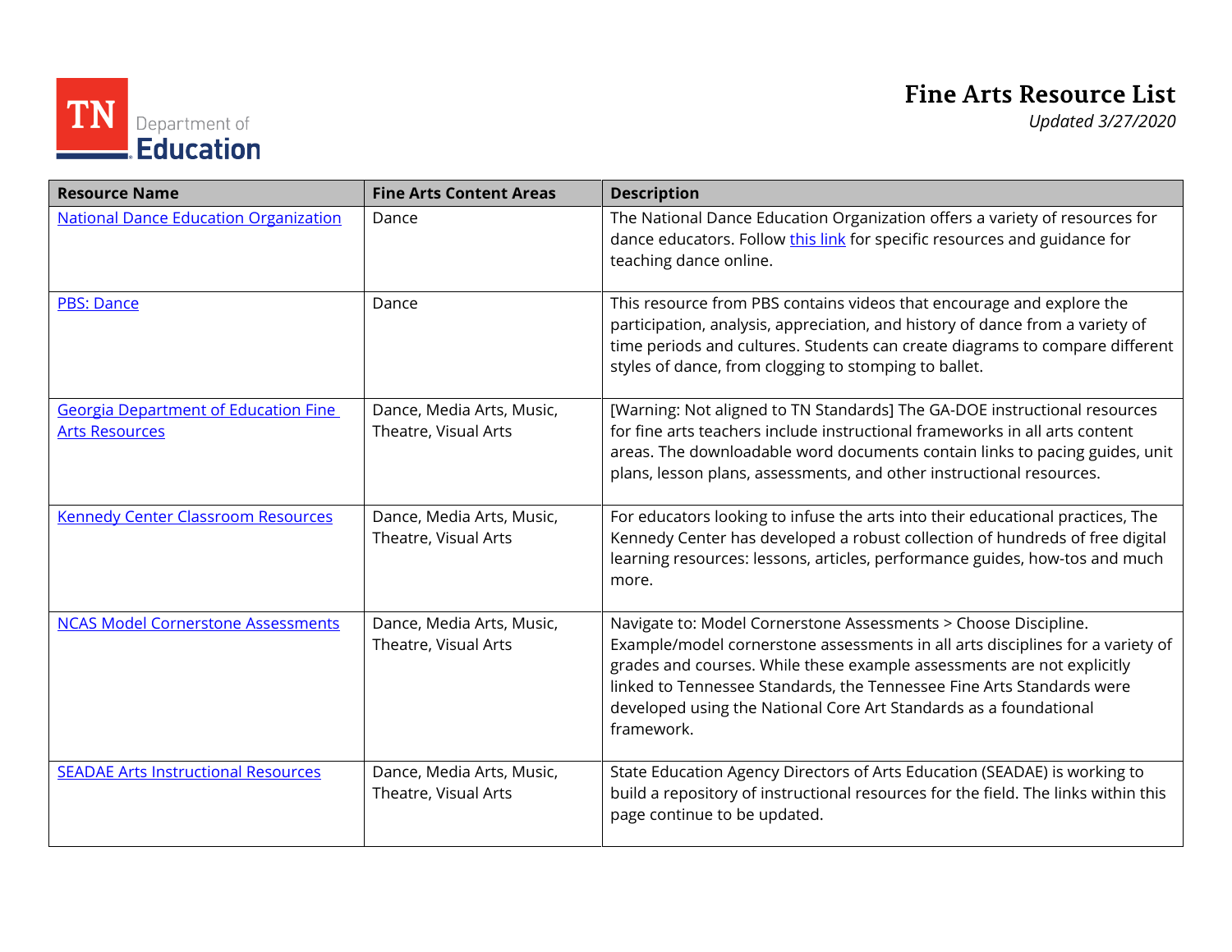TN Department of Education

# Fine Arts Resource List

*Updated 3/27/2020*

| Resource Name | Fine Arts Content Areas | Description |
|---|---|---|
| National Dance Education Organization | Dance | The National Dance Education Organization offers a variety of resources for dance educators. Follow this link for specific resources and guidance for teaching dance online. |
| PBS: Dance | Dance | This resource from PBS contains videos that encourage and explore the participation, analysis, appreciation, and history of dance from a variety of time periods and cultures. Students can create diagrams to compare different styles of dance, from clogging to stomping to ballet. |
| Georgia Department of Education Fine Arts Resources | Dance, Media Arts, Music, Theatre, Visual Arts | [Warning: Not aligned to TN Standards] The GA-DOE instructional resources for fine arts teachers include instructional frameworks in all arts content areas. The downloadable word documents contain links to pacing guides, unit plans, lesson plans, assessments, and other instructional resources. |
| Kennedy Center Classroom Resources | Dance, Media Arts, Music, Theatre, Visual Arts | For educators looking to infuse the arts into their educational practices, The Kennedy Center has developed a robust collection of hundreds of free digital learning resources: lessons, articles, performance guides, how-tos and much more. |
| NCAS Model Cornerstone Assessments | Dance, Media Arts, Music, Theatre, Visual Arts | Navigate to: Model Cornerstone Assessments > Choose Discipline. Example/model cornerstone assessments in all arts disciplines for a variety of grades and courses. While these example assessments are not explicitly linked to Tennessee Standards, the Tennessee Fine Arts Standards were developed using the National Core Art Standards as a foundational framework. |
| SEADAE Arts Instructional Resources | Dance, Media Arts, Music, Theatre, Visual Arts | State Education Agency Directors of Arts Education (SEADAE) is working to build a repository of instructional resources for the field. The links within this page continue to be updated. |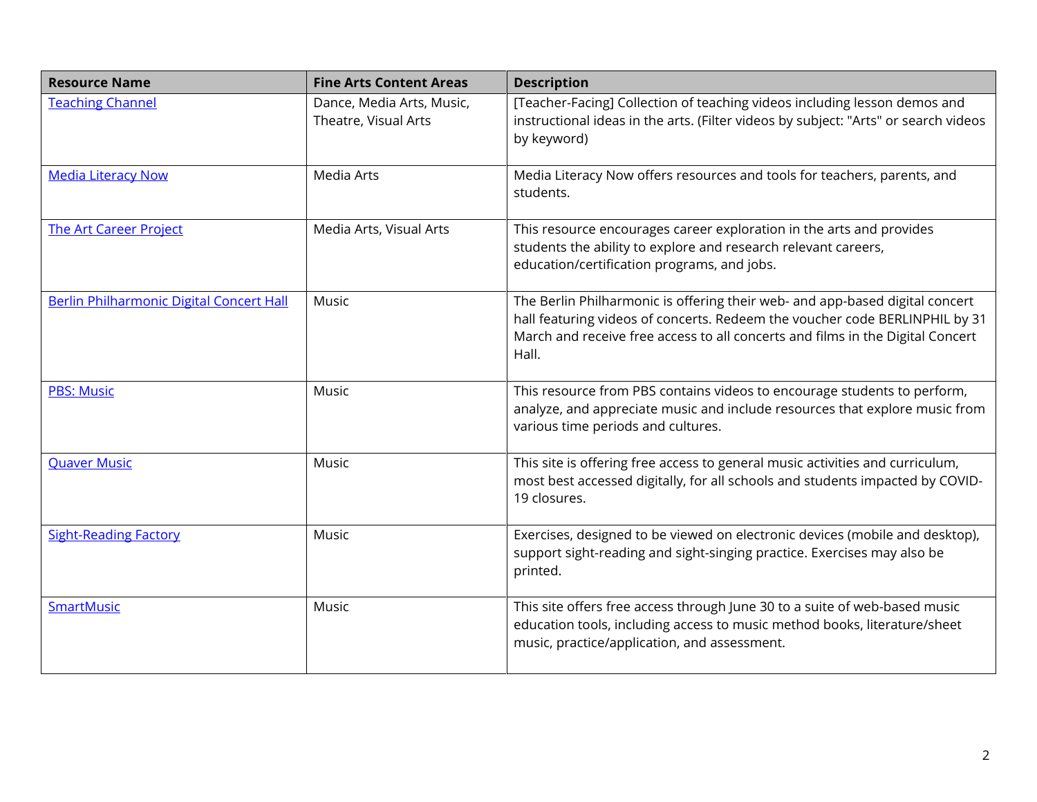| Resource Name | Fine Arts Content Areas | Description |
|---|---|---|
| Teaching Channel | Dance, Media Arts, Music, Theatre, Visual Arts | [Teacher-Facing] Collection of teaching videos including lesson demos and instructional ideas in the arts. (Filter videos by subject: "Arts" or search videos by keyword) |
| Media Literacy Now | Media Arts | Media Literacy Now offers resources and tools for teachers, parents, and students. |
| The Art Career Project | Media Arts, Visual Arts | This resource encourages career exploration in the arts and provides students the ability to explore and research relevant careers, education/certification programs, and jobs. |
| Berlin Philharmonic Digital Concert Hall | Music | The Berlin Philharmonic is offering their web- and app-based digital concert hall featuring videos of concerts. Redeem the voucher code BERLINPHIL by 31 March and receive free access to all concerts and films in the Digital Concert Hall. |
| PBS: Music | Music | This resource from PBS contains videos to encourage students to perform, analyze, and appreciate music and include resources that explore music from various time periods and cultures. |
| Quaver Music | Music | This site is offering free access to general music activities and curriculum, most best accessed digitally, for all schools and students impacted by COVID-19 closures. |
| Sight-Reading Factory | Music | Exercises, designed to be viewed on electronic devices (mobile and desktop), support sight-reading and sight-singing practice. Exercises may also be printed. |
| SmartMusic | Music | This site offers free access through June 30 to a suite of web-based music education tools, including access to music method books, literature/sheet music, practice/application, and assessment. |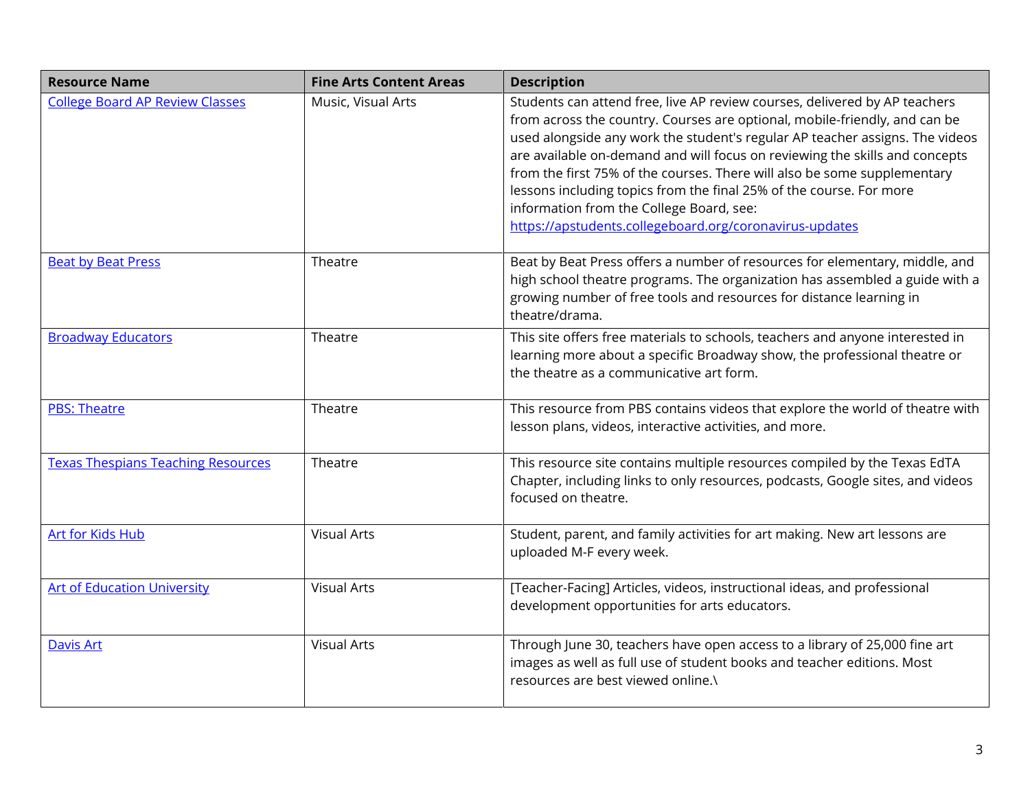| Resource Name | Fine Arts Content Areas | Description |
| --- | --- | --- |
| College Board AP Review Classes | Music, Visual Arts | Students can attend free, live AP review courses, delivered by AP teachers from across the country. Courses are optional, mobile-friendly, and can be used alongside any work the student's regular AP teacher assigns. The videos are available on-demand and will focus on reviewing the skills and concepts from the first 75% of the courses. There will also be some supplementary lessons including topics from the final 25% of the course. For more information from the College Board, see: https://apstudents.collegeboard.org/coronavirus-updates |
| Beat by Beat Press | Theatre | Beat by Beat Press offers a number of resources for elementary, middle, and high school theatre programs. The organization has assembled a guide with a growing number of free tools and resources for distance learning in theatre/drama. |
| Broadway Educators | Theatre | This site offers free materials to schools, teachers and anyone interested in learning more about a specific Broadway show, the professional theatre or the theatre as a communicative art form. |
| PBS: Theatre | Theatre | This resource from PBS contains videos that explore the world of theatre with lesson plans, videos, interactive activities, and more. |
| Texas Thespians Teaching Resources | Theatre | This resource site contains multiple resources compiled by the Texas EdTA Chapter, including links to only resources, podcasts, Google sites, and videos focused on theatre. |
| Art for Kids Hub | Visual Arts | Student, parent, and family activities for art making. New art lessons are uploaded M-F every week. |
| Art of Education University | Visual Arts | [Teacher-Facing] Articles, videos, instructional ideas, and professional development opportunities for arts educators. |
| Davis Art | Visual Arts | Through June 30, teachers have open access to a library of 25,000 fine art images as well as full use of student books and teacher editions. Most resources are best viewed online.\ |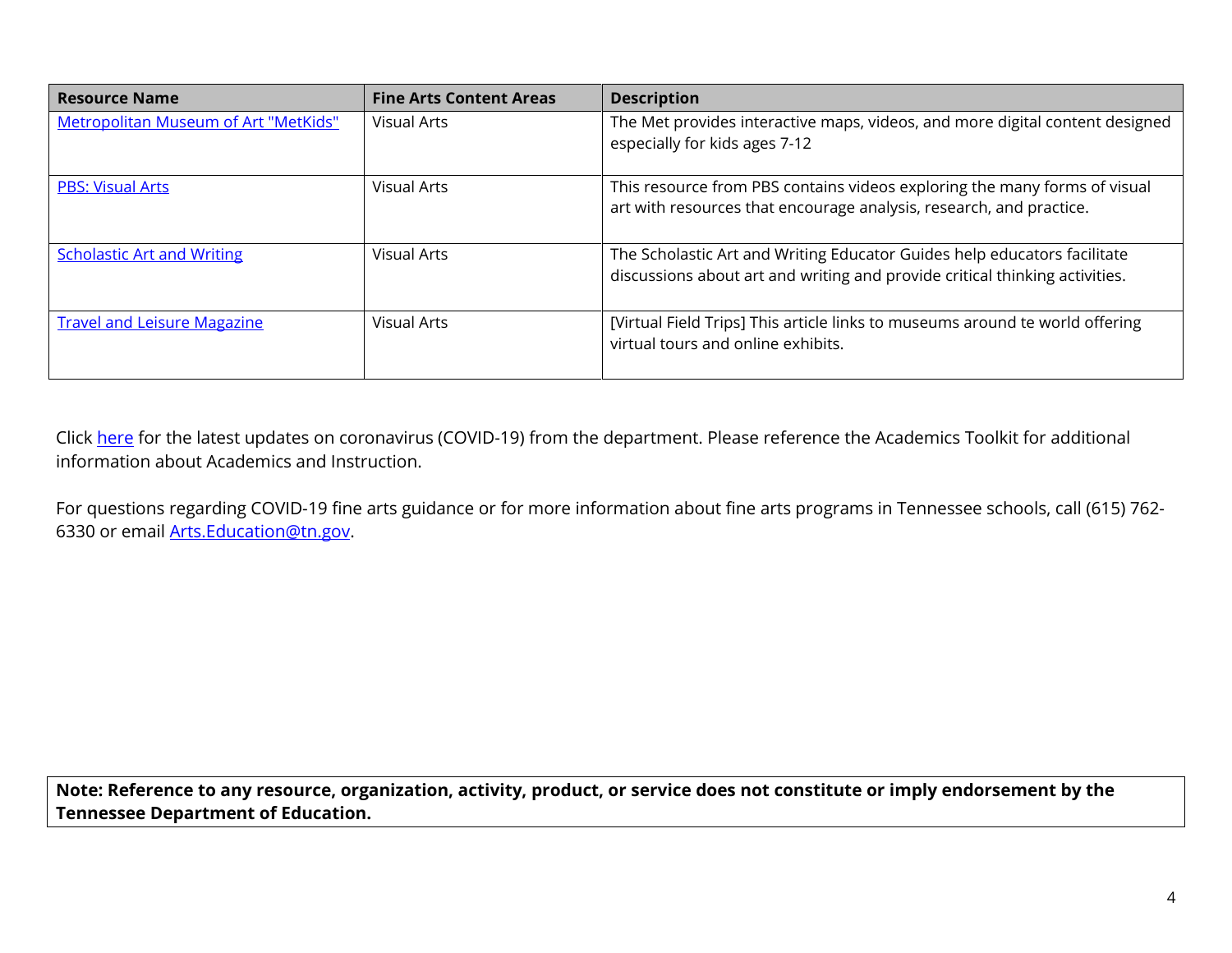| Resource Name | Fine Arts Content Areas | Description |
|---|---|---|
| Metropolitan Museum of Art "MetKids" | Visual Arts | The Met provides interactive maps, videos, and more digital content designed especially for kids ages 7-12 |
| PBS: Visual Arts | Visual Arts | This resource from PBS contains videos exploring the many forms of visual art with resources that encourage analysis, research, and practice. |
| Scholastic Art and Writing | Visual Arts | The Scholastic Art and Writing Educator Guides help educators facilitate discussions about art and writing and provide critical thinking activities. |
| Travel and Leisure Magazine | Visual Arts | [Virtual Field Trips] This article links to museums around te world offering virtual tours and online exhibits. |

Click here for the latest updates on coronavirus (COVID-19) from the department. Please reference the Academics Toolkit for additional information about Academics and Instruction.

For questions regarding COVID-19 fine arts guidance or for more information about fine arts programs in Tennessee schools, call (615) 762-6330 or email Arts.Education@tn.gov.

**Note: Reference to any resource, organization, activity, product, or service does not constitute or imply endorsement by the Tennessee Department of Education.**